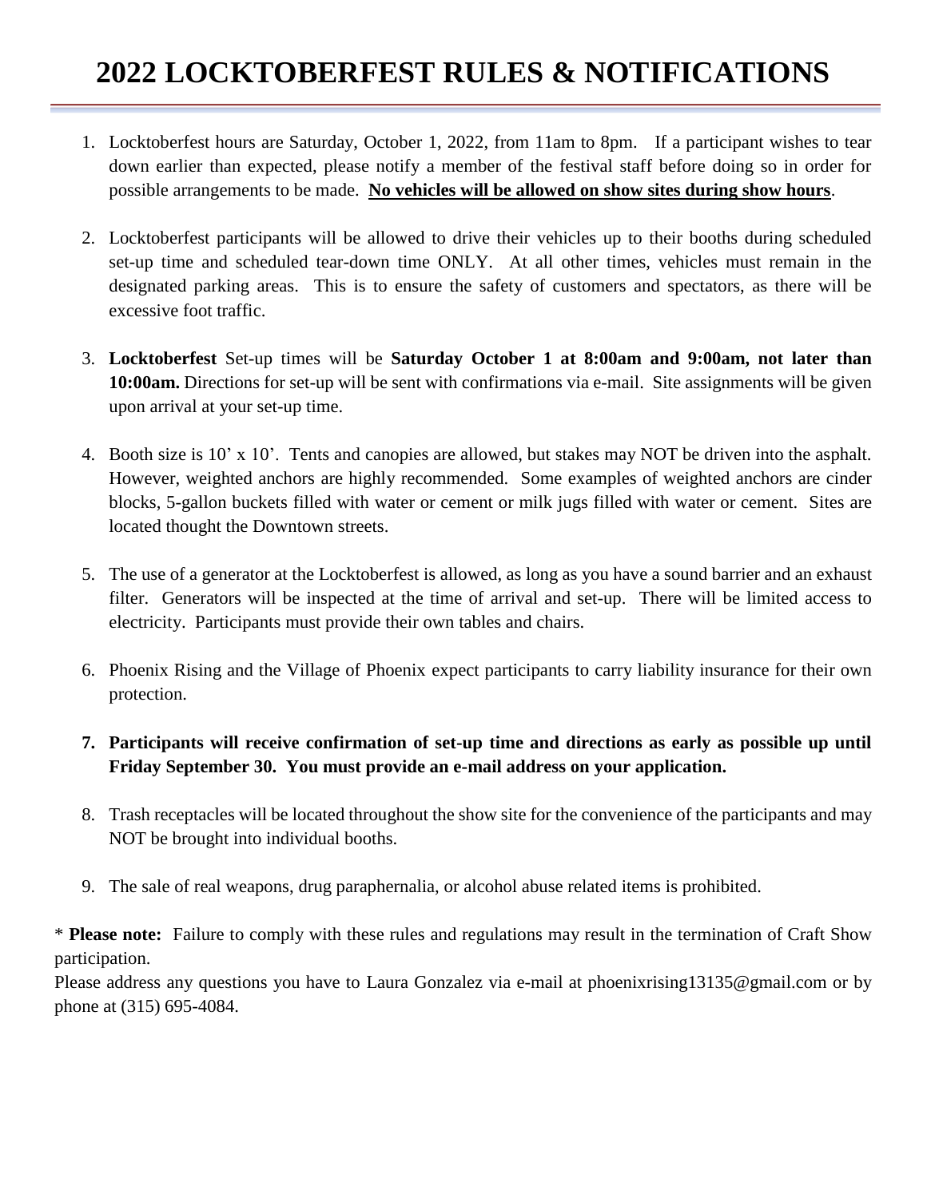# 2022 LOCKTOBERFEST RULES & NOTIFICATIONS

1. Locktoberfest hours are Saturday, October 1, 2022, from 11am to 8pm. If a participant wishes to tear down earlier than expected, please notify a member of the festival staff before doing so in order for possible arrangements to be made. <u>**No vehicles will be allowed on show sites during show hours**</u>.

2. Locktoberfest participants will be allowed to drive their vehicles up to their booths during scheduled set-up time and scheduled tear-down time ONLY. At all other times, vehicles must remain in the designated parking areas. This is to ensure the safety of customers and spectators, as there will be excessive foot traffic.

3. **Locktoberfest** Set-up times will be **Saturday October 1 at 8:00am and 9:00am, not later than 10:00am.** Directions for set-up will be sent with confirmations via e-mail. Site assignments will be given upon arrival at your set-up time.

4. Booth size is 10' x 10'. Tents and canopies are allowed, but stakes may NOT be driven into the asphalt. However, weighted anchors are highly recommended. Some examples of weighted anchors are cinder blocks, 5-gallon buckets filled with water or cement or milk jugs filled with water or cement. Sites are located thought the Downtown streets.

5. The use of a generator at the Locktoberfest is allowed, as long as you have a sound barrier and an exhaust filter. Generators will be inspected at the time of arrival and set-up. There will be limited access to electricity. Participants must provide their own tables and chairs.

6. Phoenix Rising and the Village of Phoenix expect participants to carry liability insurance for their own protection.

7. **Participants will receive confirmation of set-up time and directions as early as possible up until Friday September 30. You must provide an e-mail address on your application.**

8. Trash receptacles will be located throughout the show site for the convenience of the participants and may NOT be brought into individual booths.

9. The sale of real weapons, drug paraphernalia, or alcohol abuse related items is prohibited.

* **Please note:** Failure to comply with these rules and regulations may result in the termination of Craft Show participation.

Please address any questions you have to Laura Gonzalez via e-mail at phoenixrising13135@gmail.com or by phone at (315) 695-4084.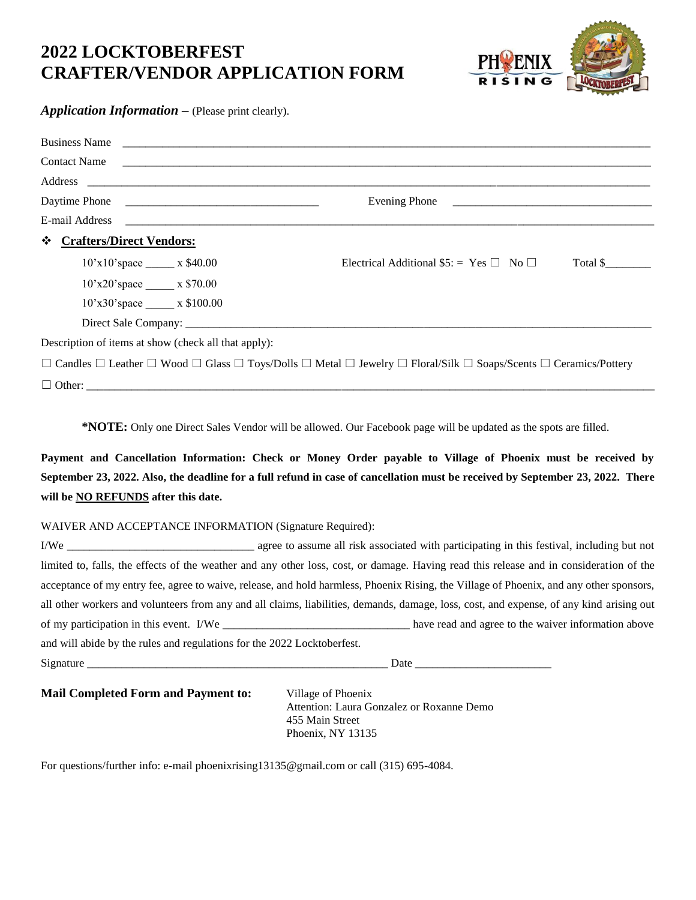# 2022 LOCKTOBERFEST CRAFTER/VENDOR APPLICATION FORM

***Application Information*** – (Please print clearly).

Business Name _______________________________________________

Contact Name _______________________________________________

Address _______________________________________________

Daytime Phone _______________________ Evening Phone _______________________

E-mail Address _______________________________________________

❖ **Crafters/Direct Vendors:**

10'x10'space _____ x $40.00 Electrical Additional $5: = Yes ☐ No ☐ Total $________

10'x20'space _____ x $70.00

10'x30'space _____ x $100.00

Direct Sale Company: _______________________________________________

Description of items at show (check all that apply):

☐ Candles ☐ Leather ☐ Wood ☐ Glass ☐ Toys/Dolls ☐ Metal ☐ Jewelry ☐ Floral/Silk ☐ Soaps/Scents ☐ Ceramics/Pottery

☐ Other: _______________________________________________

**\*NOTE:** Only one Direct Sales Vendor will be allowed. Our Facebook page will be updated as the spots are filled.

**Payment and Cancellation Information: Check or Money Order payable to Village of Phoenix must be received by September 23, 2022. Also, the deadline for a full refund in case of cancellation must be received by September 23, 2022. There will be <u>NO REFUNDS</u> after this date.**

WAIVER AND ACCEPTANCE INFORMATION (Signature Required):

I/We ________________________________ agree to assume all risk associated with participating in this festival, including but not limited to, falls, the effects of the weather and any other loss, cost, or damage. Having read this release and in consideration of the acceptance of my entry fee, agree to waive, release, and hold harmless, Phoenix Rising, the Village of Phoenix, and any other sponsors, all other workers and volunteers from any and all claims, liabilities, demands, damage, loss, cost, and expense, of any kind arising out of my participation in this event. I/We ________________________________ have read and agree to the waiver information above and will abide by the rules and regulations for the 2022 Locktoberfest.

Signature _______________________________________________ Date _______________________

**Mail Completed Form and Payment to:**

Village of Phoenix
Attention: Laura Gonzalez or Roxanne Demo
455 Main Street
Phoenix, NY 13135

For questions/further info: e-mail phoenixrising13135@gmail.com or call (315) 695-4084.